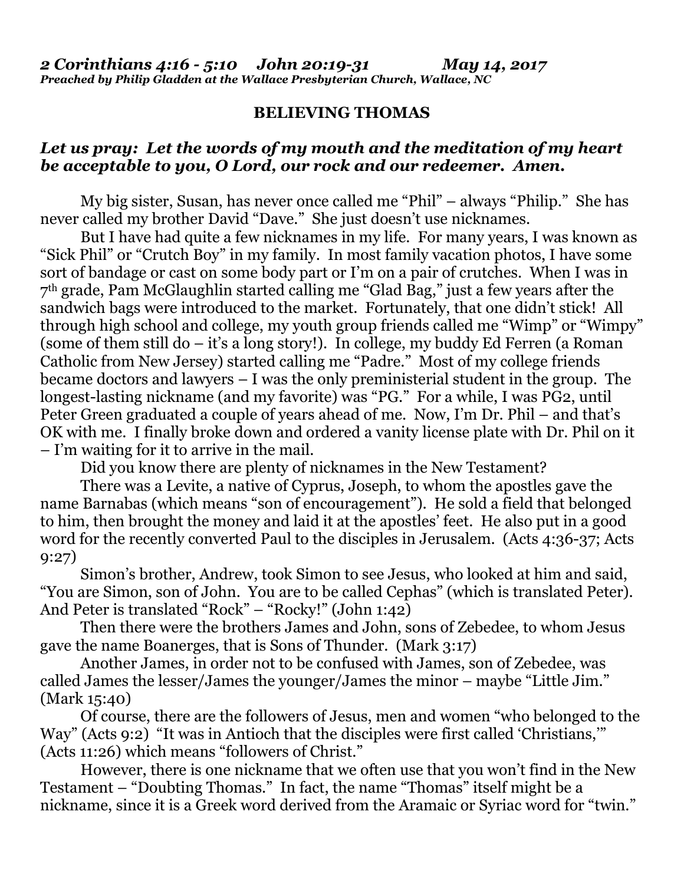***2 Corinthians 4:16 - 5:10     John 20:19-31               May 14, 2017***
***Preached by Philip Gladden at the Wallace Presbyterian Church, Wallace, NC***

**BELIEVING THOMAS**

***Let us pray: Let the words of my mouth and the meditation of my heart be acceptable to you, O Lord, our rock and our redeemer. Amen.***

My big sister, Susan, has never once called me "Phil" – always "Philip." She has never called my brother David "Dave." She just doesn't use nicknames.

But I have had quite a few nicknames in my life. For many years, I was known as "Sick Phil" or "Crutch Boy" in my family. In most family vacation photos, I have some sort of bandage or cast on some body part or I'm on a pair of crutches. When I was in 7th grade, Pam McGlaughlin started calling me "Glad Bag," just a few years after the sandwich bags were introduced to the market. Fortunately, that one didn't stick! All through high school and college, my youth group friends called me "Wimp" or "Wimpy" (some of them still do – it's a long story!). In college, my buddy Ed Ferren (a Roman Catholic from New Jersey) started calling me "Padre." Most of my college friends became doctors and lawyers – I was the only preministerial student in the group. The longest-lasting nickname (and my favorite) was "PG." For a while, I was PG2, until Peter Green graduated a couple of years ahead of me. Now, I'm Dr. Phil – and that's OK with me. I finally broke down and ordered a vanity license plate with Dr. Phil on it – I'm waiting for it to arrive in the mail.

Did you know there are plenty of nicknames in the New Testament?

There was a Levite, a native of Cyprus, Joseph, to whom the apostles gave the name Barnabas (which means "son of encouragement"). He sold a field that belonged to him, then brought the money and laid it at the apostles' feet. He also put in a good word for the recently converted Paul to the disciples in Jerusalem. (Acts 4:36-37; Acts 9:27)

Simon's brother, Andrew, took Simon to see Jesus, who looked at him and said, "You are Simon, son of John. You are to be called Cephas" (which is translated Peter). And Peter is translated "Rock" – "Rocky!" (John 1:42)

Then there were the brothers James and John, sons of Zebedee, to whom Jesus gave the name Boanerges, that is Sons of Thunder. (Mark 3:17)

Another James, in order not to be confused with James, son of Zebedee, was called James the lesser/James the younger/James the minor – maybe "Little Jim." (Mark 15:40)

Of course, there are the followers of Jesus, men and women "who belonged to the Way" (Acts 9:2) "It was in Antioch that the disciples were first called 'Christians,'" (Acts 11:26) which means "followers of Christ."

However, there is one nickname that we often use that you won't find in the New Testament – "Doubting Thomas." In fact, the name "Thomas" itself might be a nickname, since it is a Greek word derived from the Aramaic or Syriac word for "twin."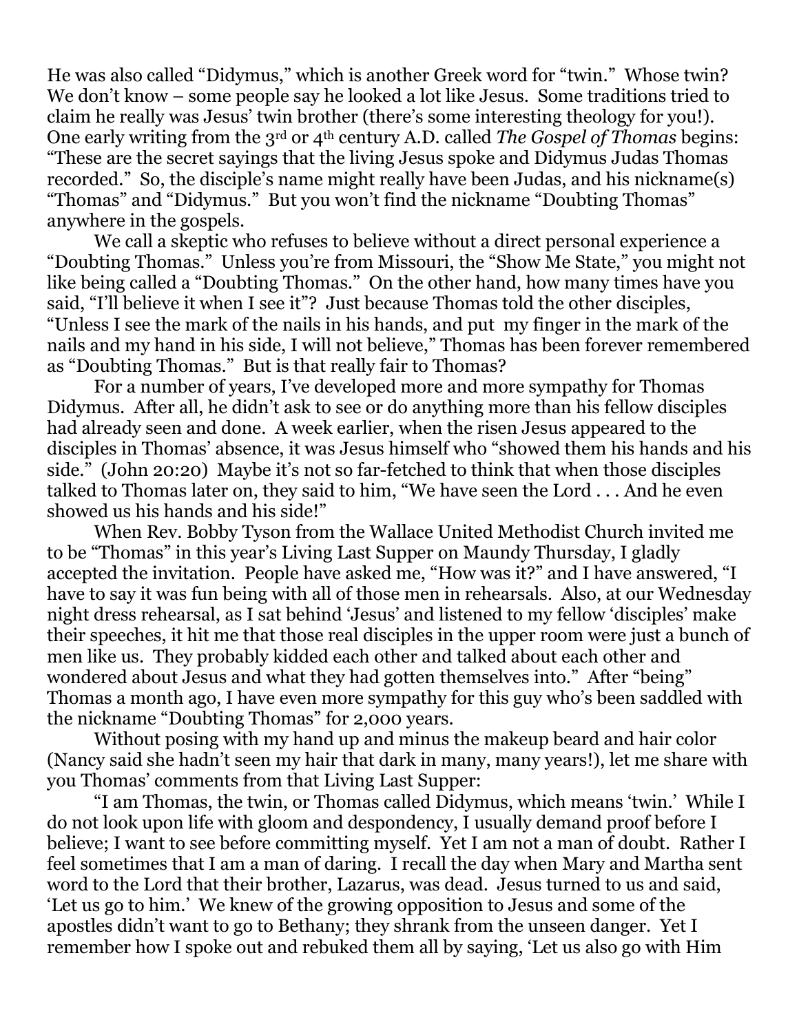He was also called "Didymus," which is another Greek word for "twin." Whose twin? We don't know – some people say he looked a lot like Jesus. Some traditions tried to claim he really was Jesus' twin brother (there's some interesting theology for you!). One early writing from the 3rd or 4th century A.D. called *The Gospel of Thomas* begins: "These are the secret sayings that the living Jesus spoke and Didymus Judas Thomas recorded." So, the disciple's name might really have been Judas, and his nickname(s) "Thomas" and "Didymus." But you won't find the nickname "Doubting Thomas" anywhere in the gospels.

We call a skeptic who refuses to believe without a direct personal experience a "Doubting Thomas." Unless you're from Missouri, the "Show Me State," you might not like being called a "Doubting Thomas." On the other hand, how many times have you said, "I'll believe it when I see it"? Just because Thomas told the other disciples, "Unless I see the mark of the nails in his hands, and put my finger in the mark of the nails and my hand in his side, I will not believe," Thomas has been forever remembered as "Doubting Thomas." But is that really fair to Thomas?

For a number of years, I've developed more and more sympathy for Thomas Didymus. After all, he didn't ask to see or do anything more than his fellow disciples had already seen and done. A week earlier, when the risen Jesus appeared to the disciples in Thomas' absence, it was Jesus himself who "showed them his hands and his side." (John 20:20) Maybe it's not so far-fetched to think that when those disciples talked to Thomas later on, they said to him, "We have seen the Lord . . . And he even showed us his hands and his side!"

When Rev. Bobby Tyson from the Wallace United Methodist Church invited me to be "Thomas" in this year's Living Last Supper on Maundy Thursday, I gladly accepted the invitation. People have asked me, "How was it?" and I have answered, "I have to say it was fun being with all of those men in rehearsals. Also, at our Wednesday night dress rehearsal, as I sat behind 'Jesus' and listened to my fellow 'disciples' make their speeches, it hit me that those real disciples in the upper room were just a bunch of men like us. They probably kidded each other and talked about each other and wondered about Jesus and what they had gotten themselves into." After "being" Thomas a month ago, I have even more sympathy for this guy who's been saddled with the nickname "Doubting Thomas" for 2,000 years.

Without posing with my hand up and minus the makeup beard and hair color (Nancy said she hadn't seen my hair that dark in many, many years!), let me share with you Thomas' comments from that Living Last Supper:

"I am Thomas, the twin, or Thomas called Didymus, which means 'twin.' While I do not look upon life with gloom and despondency, I usually demand proof before I believe; I want to see before committing myself. Yet I am not a man of doubt. Rather I feel sometimes that I am a man of daring. I recall the day when Mary and Martha sent word to the Lord that their brother, Lazarus, was dead. Jesus turned to us and said, 'Let us go to him.' We knew of the growing opposition to Jesus and some of the apostles didn't want to go to Bethany; they shrank from the unseen danger. Yet I remember how I spoke out and rebuked them all by saying, 'Let us also go with Him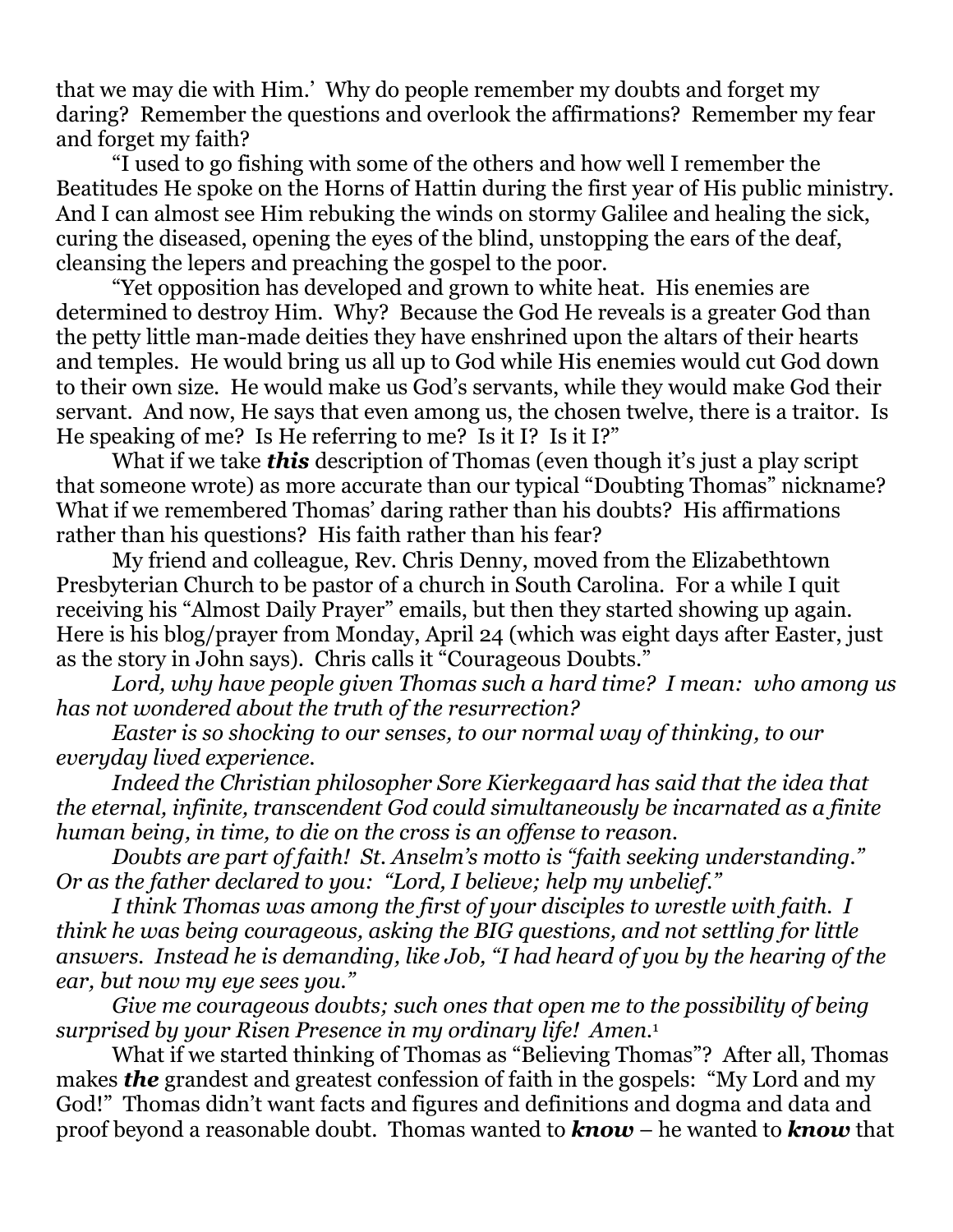that we may die with Him.' Why do people remember my doubts and forget my daring? Remember the questions and overlook the affirmations? Remember my fear and forget my faith?

"I used to go fishing with some of the others and how well I remember the Beatitudes He spoke on the Horns of Hattin during the first year of His public ministry. And I can almost see Him rebuking the winds on stormy Galilee and healing the sick, curing the diseased, opening the eyes of the blind, unstopping the ears of the deaf, cleansing the lepers and preaching the gospel to the poor.

"Yet opposition has developed and grown to white heat. His enemies are determined to destroy Him. Why? Because the God He reveals is a greater God than the petty little man-made deities they have enshrined upon the altars of their hearts and temples. He would bring us all up to God while His enemies would cut God down to their own size. He would make us God's servants, while they would make God their servant. And now, He says that even among us, the chosen twelve, there is a traitor. Is He speaking of me? Is He referring to me? Is it I? Is it I?"

What if we take ***this*** description of Thomas (even though it's just a play script that someone wrote) as more accurate than our typical "Doubting Thomas" nickname? What if we remembered Thomas' daring rather than his doubts? His affirmations rather than his questions? His faith rather than his fear?

My friend and colleague, Rev. Chris Denny, moved from the Elizabethtown Presbyterian Church to be pastor of a church in South Carolina. For a while I quit receiving his "Almost Daily Prayer" emails, but then they started showing up again. Here is his blog/prayer from Monday, April 24 (which was eight days after Easter, just as the story in John says). Chris calls it "Courageous Doubts."

*Lord, why have people given Thomas such a hard time? I mean: who among us has not wondered about the truth of the resurrection?*

*Easter is so shocking to our senses, to our normal way of thinking, to our everyday lived experience.*

*Indeed the Christian philosopher Sore Kierkegaard has said that the idea that the eternal, infinite, transcendent God could simultaneously be incarnated as a finite human being, in time, to die on the cross is an offense to reason.*

*Doubts are part of faith! St. Anselm's motto is "faith seeking understanding." Or as the father declared to you: "Lord, I believe; help my unbelief."*

*I think Thomas was among the first of your disciples to wrestle with faith. I think he was being courageous, asking the BIG questions, and not settling for little answers. Instead he is demanding, like Job, "I had heard of you by the hearing of the ear, but now my eye sees you."*

*Give me courageous doubts; such ones that open me to the possibility of being surprised by your Risen Presence in my ordinary life! Amen.*[1]

What if we started thinking of Thomas as "Believing Thomas"? After all, Thomas makes ***the*** grandest and greatest confession of faith in the gospels: "My Lord and my God!" Thomas didn't want facts and figures and definitions and dogma and data and proof beyond a reasonable doubt. Thomas wanted to ***know*** – he wanted to ***know*** that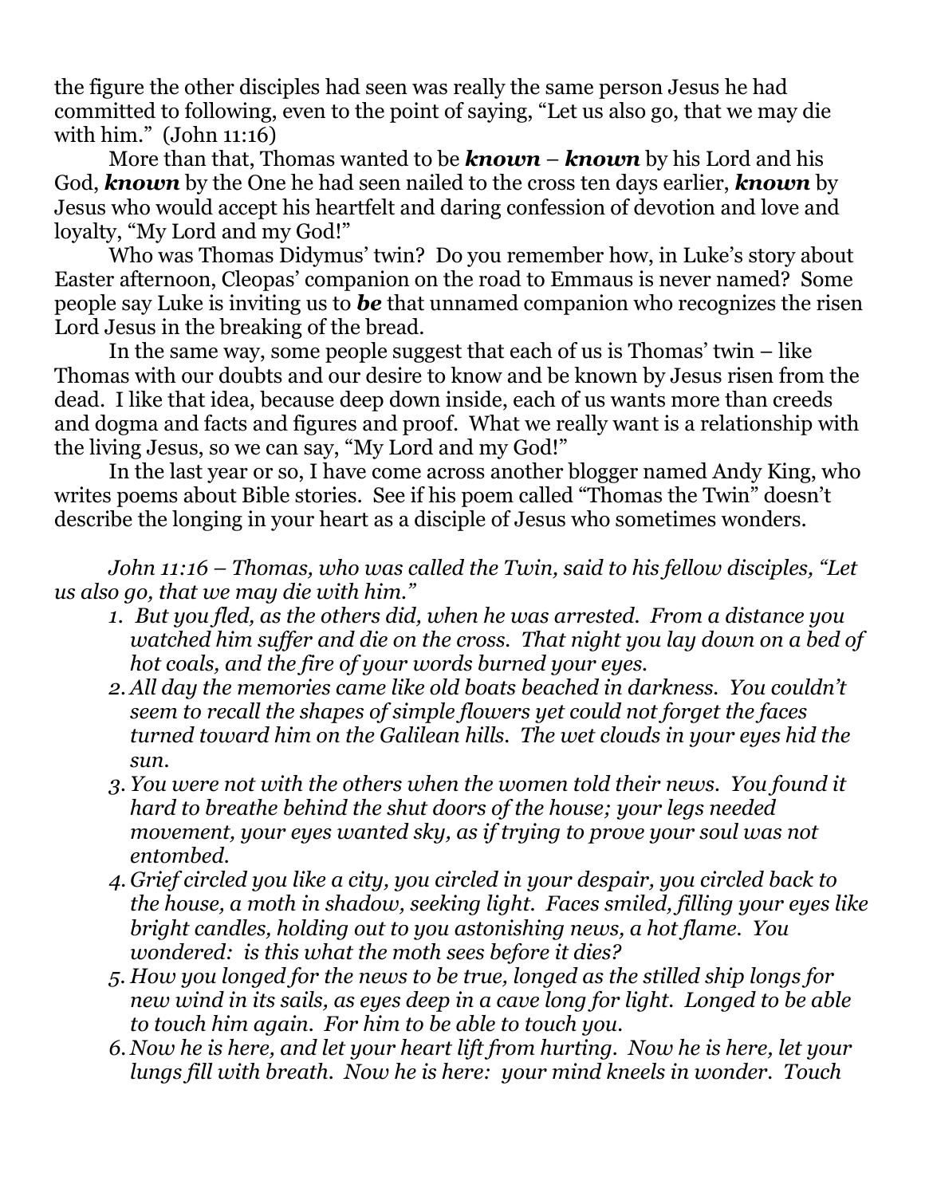the figure the other disciples had seen was really the same person Jesus he had committed to following, even to the point of saying, "Let us also go, that we may die with him." (John 11:16)

More than that, Thomas wanted to be ***known*** – ***known*** by his Lord and his God, ***known*** by the One he had seen nailed to the cross ten days earlier, ***known*** by Jesus who would accept his heartfelt and daring confession of devotion and love and loyalty, "My Lord and my God!"

Who was Thomas Didymus' twin? Do you remember how, in Luke's story about Easter afternoon, Cleopas' companion on the road to Emmaus is never named? Some people say Luke is inviting us to ***be*** that unnamed companion who recognizes the risen Lord Jesus in the breaking of the bread.

In the same way, some people suggest that each of us is Thomas' twin – like Thomas with our doubts and our desire to know and be known by Jesus risen from the dead. I like that idea, because deep down inside, each of us wants more than creeds and dogma and facts and figures and proof. What we really want is a relationship with the living Jesus, so we can say, "My Lord and my God!"

In the last year or so, I have come across another blogger named Andy King, who writes poems about Bible stories. See if his poem called "Thomas the Twin" doesn't describe the longing in your heart as a disciple of Jesus who sometimes wonders.

*John 11:16 – Thomas, who was called the Twin, said to his fellow disciples, "Let us also go, that we may die with him."*

1. *But you fled, as the others did, when he was arrested. From a distance you watched him suffer and die on the cross. That night you lay down on a bed of hot coals, and the fire of your words burned your eyes.*
2. *All day the memories came like old boats beached in darkness. You couldn't seem to recall the shapes of simple flowers yet could not forget the faces turned toward him on the Galilean hills. The wet clouds in your eyes hid the sun.*
3. *You were not with the others when the women told their news. You found it hard to breathe behind the shut doors of the house; your legs needed movement, your eyes wanted sky, as if trying to prove your soul was not entombed.*
4. *Grief circled you like a city, you circled in your despair, you circled back to the house, a moth in shadow, seeking light. Faces smiled, filling your eyes like bright candles, holding out to you astonishing news, a hot flame. You wondered: is this what the moth sees before it dies?*
5. *How you longed for the news to be true, longed as the stilled ship longs for new wind in its sails, as eyes deep in a cave long for light. Longed to be able to touch him again. For him to be able to touch you.*
6. *Now he is here, and let your heart lift from hurting. Now he is here, let your lungs fill with breath. Now he is here: your mind kneels in wonder. Touch*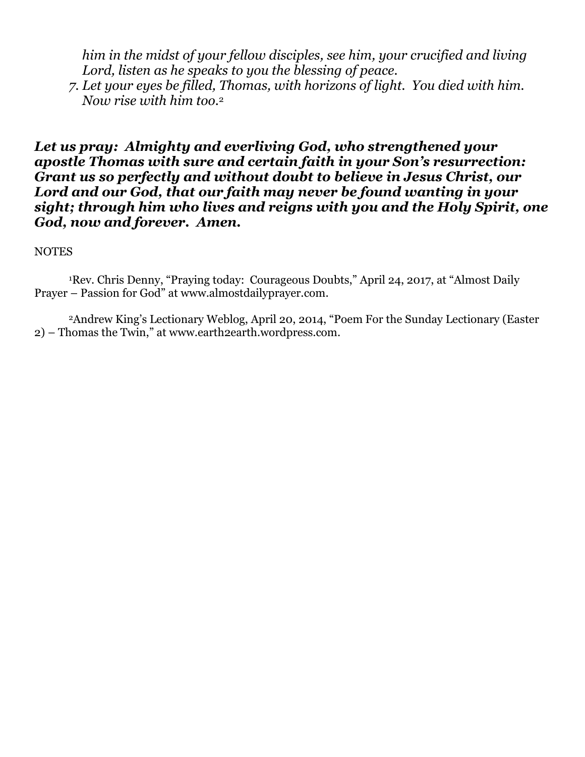*him in the midst of your fellow disciples, see him, your crucified and living Lord, listen as he speaks to you the blessing of peace.*

7. *Let your eyes be filled, Thomas, with horizons of light. You died with him. Now rise with him too.*[2]

***Let us pray: Almighty and everliving God, who strengthened your apostle Thomas with sure and certain faith in your Son's resurrection: Grant us so perfectly and without doubt to believe in Jesus Christ, our Lord and our God, that our faith may never be found wanting in your sight; through him who lives and reigns with you and the Holy Spirit, one God, now and forever. Amen.***

NOTES

[1]Rev. Chris Denny, "Praying today: Courageous Doubts," April 24, 2017, at "Almost Daily Prayer – Passion for God" at www.almostdailyprayer.com.

[2]Andrew King's Lectionary Weblog, April 20, 2014, "Poem For the Sunday Lectionary (Easter 2) – Thomas the Twin," at www.earth2earth.wordpress.com.